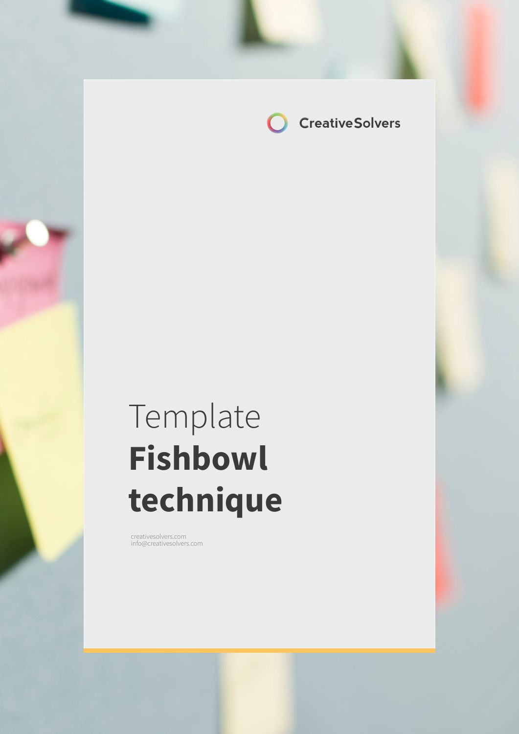CreativeSolvers

# Template **Fishbowl technique**

creativesolvers.com
info@creativesolvers.com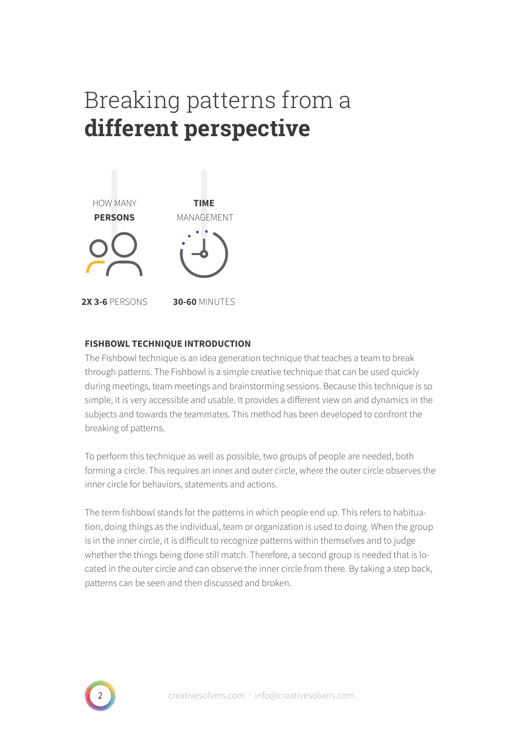# Breaking patterns from a **different perspective**

HOW MANY **PERSONS**

**2X 3-6** PERSONS

**TIME** MANAGEMENT

**30-60** MINUTES

**FISHBOWL TECHNIQUE INTRODUCTION**

The Fishbowl technique is an idea generation technique that teaches a team to break through patterns. The Fishbowl is a simple creative technique that can be used quickly during meetings, team meetings and brainstorming sessions. Because this technique is so simple, it is very accessible and usable. It provides a different view on and dynamics in the subjects and towards the teammates. This method has been developed to confront the breaking of patterns.

To perform this technique as well as possible, two groups of people are needed, both forming a circle. This requires an inner and outer circle, where the outer circle observes the inner circle for behaviors, statements and actions.

The term fishbowl stands for the patterns in which people end up. This refers to habituation, doing things as the individual, team or organization is used to doing. When the group is in the inner circle, it is difficult to recognize patterns within themselves and to judge whether the things being done still match. Therefore, a second group is needed that is located in the outer circle and can observe the inner circle from there. By taking a step back, patterns can be seen and then discussed and broken.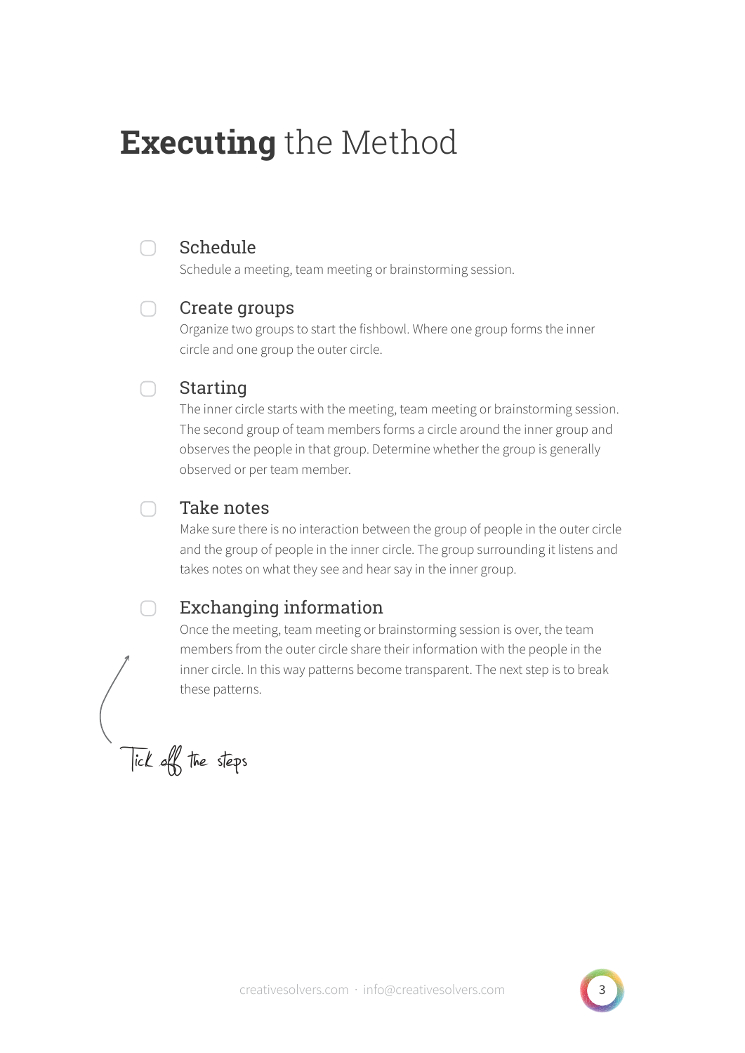# **Executing** the Method

- [ ] **Schedule**
  Schedule a meeting, team meeting or brainstorming session.

- [ ] **Create groups**
  Organize two groups to start the fishbowl. Where one group forms the inner circle and one group the outer circle.

- [ ] **Starting**
  The inner circle starts with the meeting, team meeting or brainstorming session. The second group of team members forms a circle around the inner group and observes the people in that group. Determine whether the group is generally observed or per team member.

- [ ] **Take notes**
  Make sure there is no interaction between the group of people in the outer circle and the group of people in the inner circle. The group surrounding it listens and takes notes on what they see and hear say in the inner group.

- [ ] **Exchanging information**
  Once the meeting, team meeting or brainstorming session is over, the team members from the outer circle share their information with the people in the inner circle. In this way patterns become transparent. The next step is to break these patterns.

Tick off the steps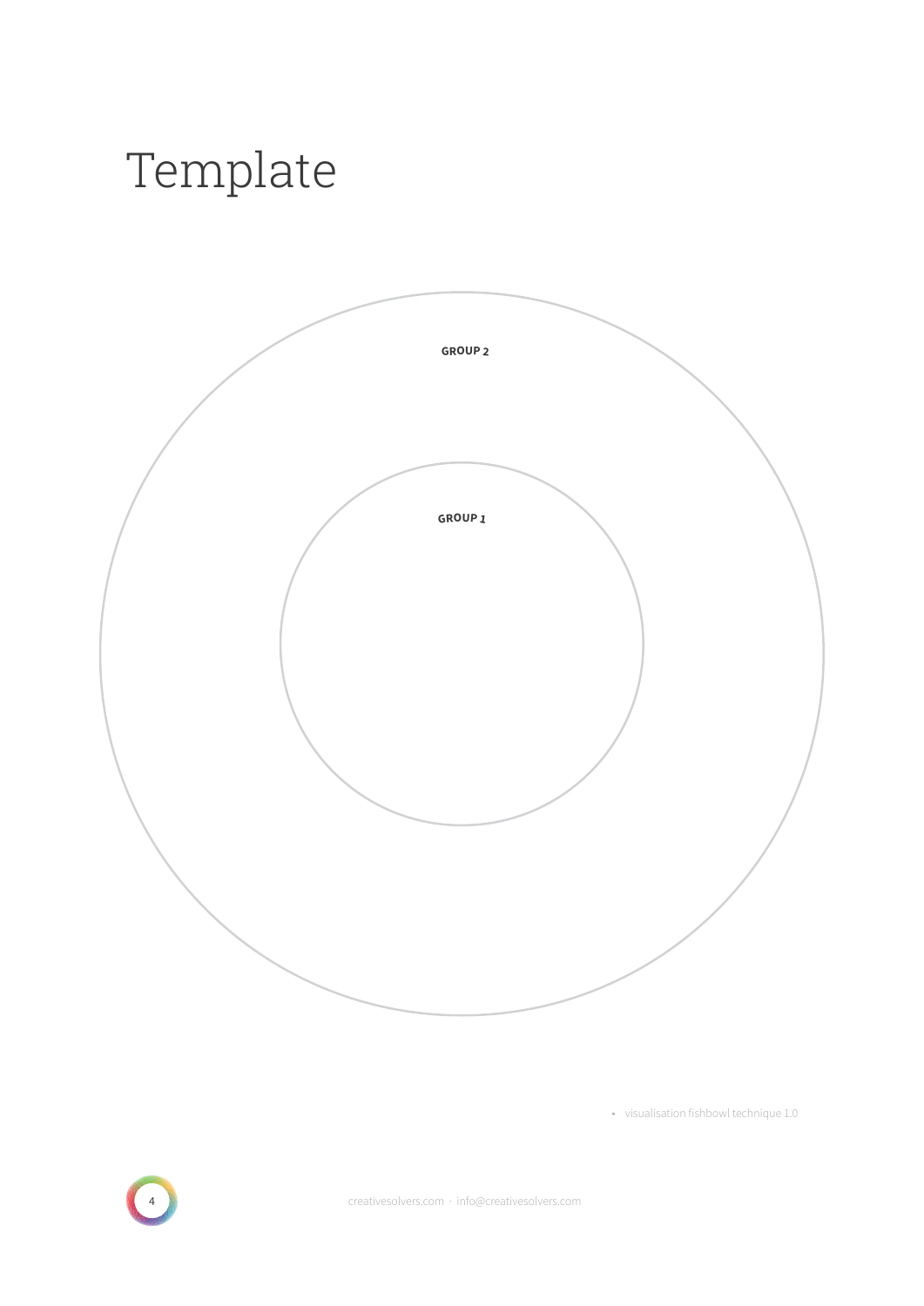# Template

GROUP 2

GROUP 1

- visualisation fishbowl technique 1.0